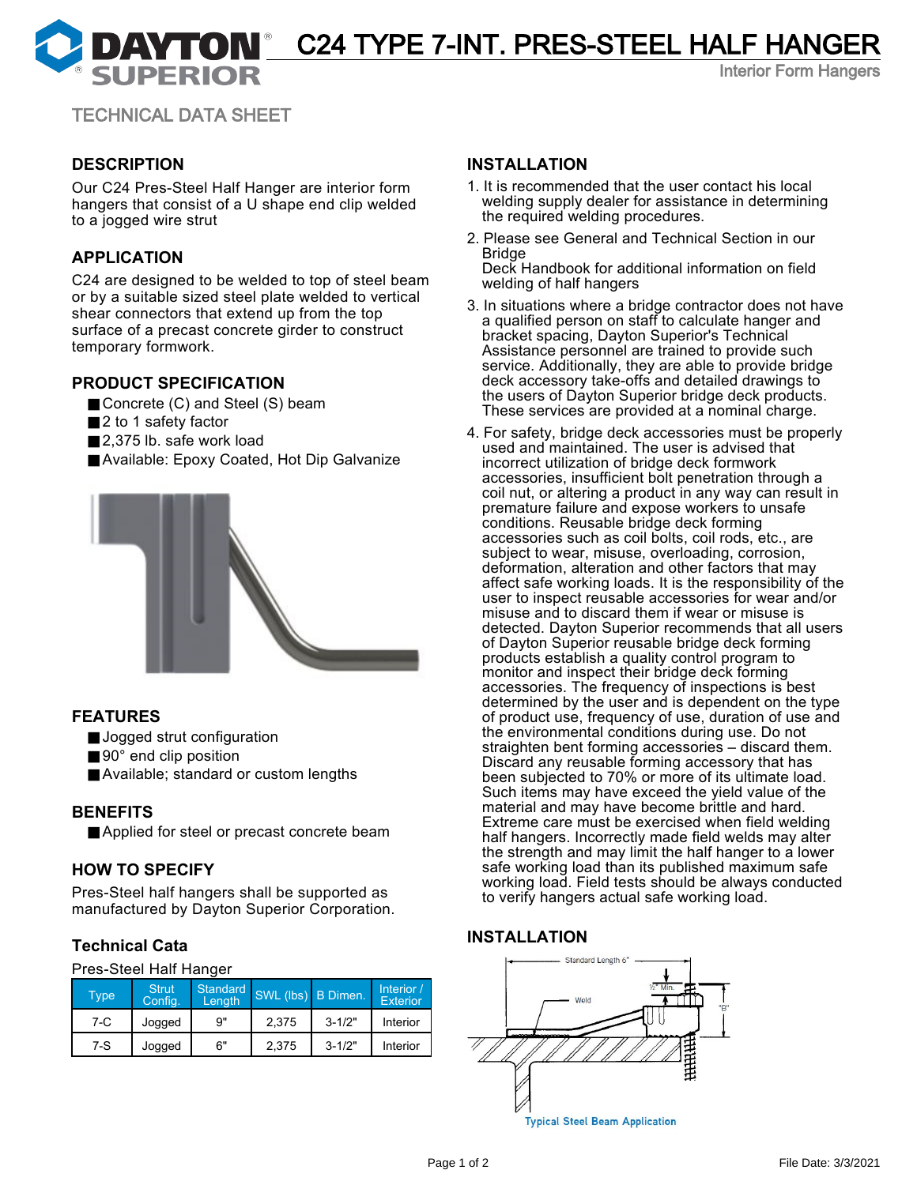# C24 TYPE 7-INT. PRES-STEEL HALF HANGER

Interior Form Hangers

TECHNICAL DATA SHEET

## DESCRIPTION

Our C24 Pres-Steel Half Hanger are interior form hangers that consist of a U shape end clip welded to a jogged wire strut

## APPLICATION

C24 are designed to be welded to top of steel beam or by a suitable sized steel plate welded to vertical shear connectors that extend up from the top surface of a precast concrete girder to construct temporary formwork.

## PRODUCT SPECIFICATION

- Concrete (C) and Steel (S) beam
- 2 to 1 safety factor
- 2,375 lb. safe work load
- Available: Epoxy Coated, Hot Dip Galvanize

## FEATURES

- Jogged strut configuration
- 90° end clip position
- Available; standard or custom lengths

## BENEFITS

- Applied for steel or precast concrete beam

## HOW TO SPECIFY

Pres-Steel half hangers shall be supported as manufactured by Dayton Superior Corporation.

## Technical Cata

Pres-Steel Half Hanger

| Type | Strut Config. | Standard Length | SWL (lbs) | B Dimen. | Interior / Exterior |
|---|---|---|---|---|---|
| 7-C | Jogged | 9" | 2,375 | 3-1/2" | Interior |
| 7-S | Jogged | 6" | 2,375 | 3-1/2" | Interior |

## INSTALLATION

1. It is recommended that the user contact his local welding supply dealer for assistance in determining the required welding procedures.
2. Please see General and Technical Section in our Bridge Deck Handbook for additional information on field welding of half hangers
3. In situations where a bridge contractor does not have a qualified person on staff to calculate hanger and bracket spacing, Dayton Superior's Technical Assistance personnel are trained to provide such service. Additionally, they are able to provide bridge deck accessory take-offs and detailed drawings to the users of Dayton Superior bridge deck products. These services are provided at a nominal charge.
4. For safety, bridge deck accessories must be properly used and maintained. The user is advised that incorrect utilization of bridge deck formwork accessories, insufficient bolt penetration through a coil nut, or altering a product in any way can result in premature failure and expose workers to unsafe conditions. Reusable bridge deck forming accessories such as coil bolts, coil rods, etc., are subject to wear, misuse, overloading, corrosion, deformation, alteration and other factors that may affect safe working loads. It is the responsibility of the user to inspect reusable accessories for wear and/or misuse and to discard them if wear or misuse is detected. Dayton Superior recommends that all users of Dayton Superior reusable bridge deck forming products establish a quality control program to monitor and inspect their bridge deck forming accessories. The frequency of inspections is best determined by the user and is dependent on the type of product use, frequency of use, duration of use and the environmental conditions during use. Do not straighten bent forming accessories – discard them. Discard any reusable forming accessory that has been subjected to 70% or more of its ultimate load. Such items may have exceed the yield value of the material and may have become brittle and hard. Extreme care must be exercised when field welding half hangers. Incorrectly made field welds may alter the strength and may limit the half hanger to a lower safe working load than its published maximum safe working load. Field tests should be always conducted to verify hangers actual safe working load.

## INSTALLATION

Standard Length 6"

1/2" Min.

Weld

"B"

Typical Steel Beam Application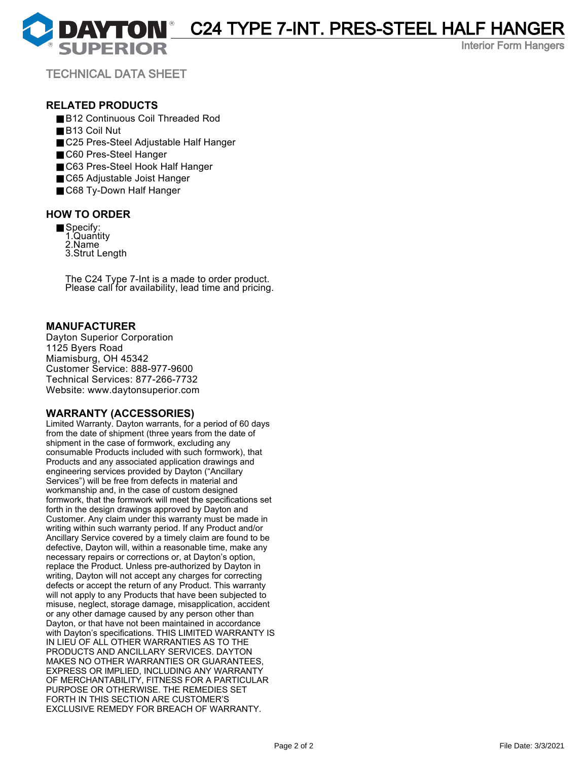# C24 TYPE 7-INT. PRES-STEEL HALF HANGER

Interior Form Hangers

TECHNICAL DATA SHEET

## RELATED PRODUCTS

- B12 Continuous Coil Threaded Rod
- B13 Coil Nut
- C25 Pres-Steel Adjustable Half Hanger
- C60 Pres-Steel Hanger
- C63 Pres-Steel Hook Half Hanger
- C65 Adjustable Joist Hanger
- C68 Ty-Down Half Hanger

## HOW TO ORDER

- Specify:
  1. Quantity
  2. Name
  3. Strut Length

The C24 Type 7-Int is a made to order product. Please call for availability, lead time and pricing.

## MANUFACTURER

Dayton Superior Corporation
1125 Byers Road
Miamisburg, OH 45342
Customer Service: 888-977-9600
Technical Services: 877-266-7732
Website: www.daytonsuperior.com

## WARRANTY (ACCESSORIES)

Limited Warranty. Dayton warrants, for a period of 60 days from the date of shipment (three years from the date of shipment in the case of formwork, excluding any consumable Products included with such formwork), that Products and any associated application drawings and engineering services provided by Dayton ("Ancillary Services") will be free from defects in material and workmanship and, in the case of custom designed formwork, that the formwork will meet the specifications set forth in the design drawings approved by Dayton and Customer. Any claim under this warranty must be made in writing within such warranty period. If any Product and/or Ancillary Service covered by a timely claim are found to be defective, Dayton will, within a reasonable time, make any necessary repairs or corrections or, at Dayton's option, replace the Product. Unless pre-authorized by Dayton in writing, Dayton will not accept any charges for correcting defects or accept the return of any Product. This warranty will not apply to any Products that have been subjected to misuse, neglect, storage damage, misapplication, accident or any other damage caused by any person other than Dayton, or that have not been maintained in accordance with Dayton's specifications. THIS LIMITED WARRANTY IS IN LIEU OF ALL OTHER WARRANTIES AS TO THE PRODUCTS AND ANCILLARY SERVICES. DAYTON MAKES NO OTHER WARRANTIES OR GUARANTEES, EXPRESS OR IMPLIED, INCLUDING ANY WARRANTY OF MERCHANTABILITY, FITNESS FOR A PARTICULAR PURPOSE OR OTHERWISE. THE REMEDIES SET FORTH IN THIS SECTION ARE CUSTOMER'S EXCLUSIVE REMEDY FOR BREACH OF WARRANTY.

File Date: 3/3/2021